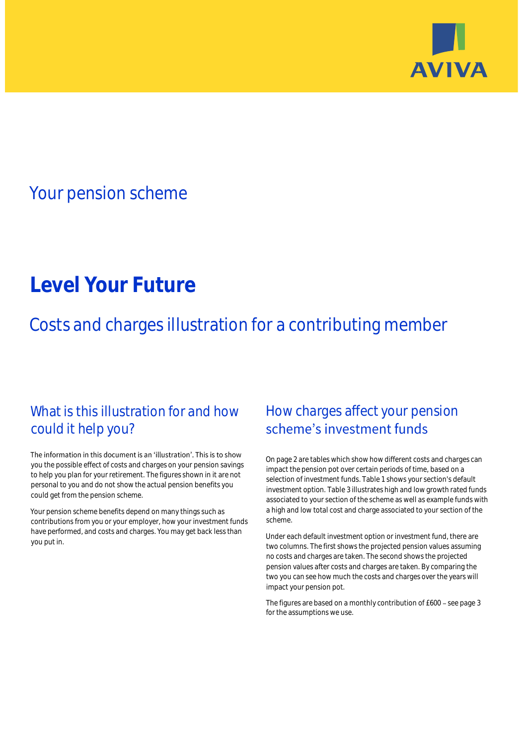Your pension scheme

# Level Your Future

## Costs and charges illustration for a contributing member

## What is this illustration for and how could it help you?

The information in this document is an 'illustration'. This is to show you the possible effect of costs and charges on your pension savings to help you plan for your retirement. The figures shown in it are not personal to you and do not show the actual pension benefits you could get from the pension scheme.

Your pension scheme benefits depend on many things such as contributions from you or your employer, how your investment funds have performed, and costs and charges. You may get back less than you put in.

## How charges affect your pension scheme's investment funds

On page 2 are tables which show how different costs and charges can impact the pension pot over certain periods of time, based on a selection of investment funds. Table 1 shows your section's default investment option. Table 3 illustrates high and low growth rated funds associated to your section of the scheme as well as example funds with a high and low total cost and charge associated to your section of the scheme.

Under each default investment option or investment fund, there are two columns. The first shows the projected pension values assuming no costs and charges are taken. The second shows the projected pension values after costs and charges are taken. By comparing the two you can see how much the costs and charges over the years will impact your pension pot.

The figures are based on a monthly contribution of £600 – see page 3 for the assumptions we use.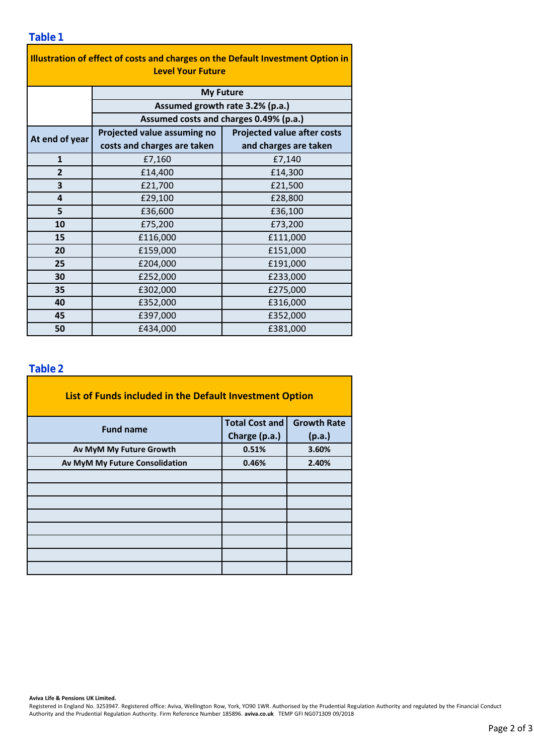## Table 1

| Illustration of effect of costs and charges on the Default Investment Option in Level Your Future | | |
|---|---|---|
| | My Future | |
| | Assumed growth rate 3.2% (p.a.) | |
| | Assumed costs and charges 0.49% (p.a.) | |
| **At end of year** | **Projected value assuming no costs and charges are taken** | **Projected value after costs and charges are taken** |
| **1** | £7,160 | £7,140 |
| **2** | £14,400 | £14,300 |
| **3** | £21,700 | £21,500 |
| **4** | £29,100 | £28,800 |
| **5** | £36,600 | £36,100 |
| **10** | £75,200 | £73,200 |
| **15** | £116,000 | £111,000 |
| **20** | £159,000 | £151,000 |
| **25** | £204,000 | £191,000 |
| **30** | £252,000 | £233,000 |
| **35** | £302,000 | £275,000 |
| **40** | £352,000 | £316,000 |
| **45** | £397,000 | £352,000 |
| **50** | £434,000 | £381,000 |

## Table 2

| List of Funds included in the Default Investment Option | | |
|---|---|---|
| **Fund name** | **Total Cost and Charge (p.a.)** | **Growth Rate (p.a.)** |
| **Av MyM My Future Growth** | **0.51%** | **3.60%** |
| **Av MyM My Future Consolidation** | **0.46%** | **2.40%** |
| | | |
| | | |
| | | |
| | | |
| | | |
| | | |
| | | |
| | | |

**Aviva Life & Pensions UK Limited.**
Registered in England No. 3253947. Registered office: Aviva, Wellington Row, York, YO90 1WR. Authorised by the Prudential Regulation Authority and regulated by the Financial Conduct Authority and the Prudential Regulation Authority. Firm Reference Number 185896. **aviva.co.uk** TEMP GFI NG071309 09/2018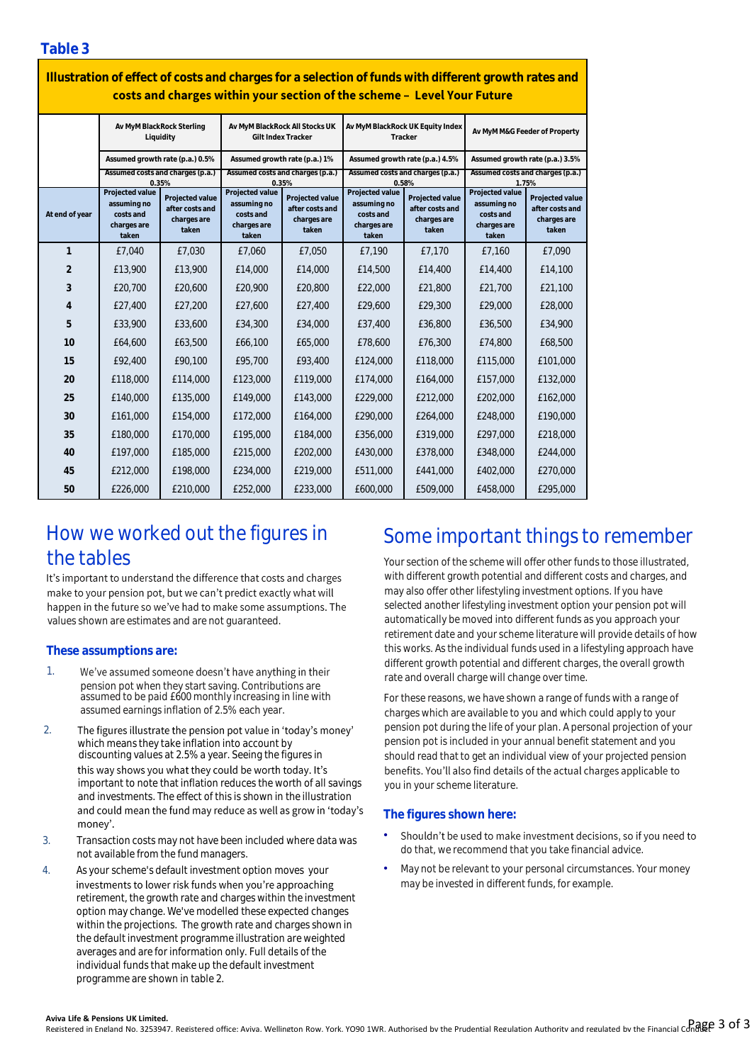## Table 3

| Illustration of effect of costs and charges for a selection of funds with different growth rates and costs and charges within your section of the scheme – Level Your Future | | | | | | | | |
|---|---|---|---|---|---|---|---|---|
| | Av MyM BlackRock Sterling Liquidity | | Av MyM BlackRock All Stocks UK Gilt Index Tracker | | Av MyM BlackRock UK Equity Index Tracker | | Av MyM M&G Feeder of Property | |
| | Assumed growth rate (p.a.) 0.5% | | Assumed growth rate (p.a.) 1% | | Assumed growth rate (p.a.) 4.5% | | Assumed growth rate (p.a.) 3.5% | |
| | Assumed costs and charges (p.a.) 0.35% | | Assumed costs and charges (p.a.) 0.35% | | Assumed costs and charges (p.a.) 0.58% | | Assumed costs and charges (p.a.) 1.75% | |
| At end of year | Projected value assuming no costs and charges are taken | Projected value after costs and charges are taken | Projected value assuming no costs and charges are taken | Projected value after costs and charges are taken | Projected value assuming no costs and charges are taken | Projected value after costs and charges are taken | Projected value assuming no costs and charges are taken | Projected value after costs and charges are taken |
| 1 | £7,040 | £7,030 | £7,060 | £7,050 | £7,190 | £7,170 | £7,160 | £7,090 |
| 2 | £13,900 | £13,900 | £14,000 | £14,000 | £14,500 | £14,400 | £14,400 | £14,100 |
| 3 | £20,700 | £20,600 | £20,900 | £20,800 | £22,000 | £21,800 | £21,700 | £21,100 |
| 4 | £27,400 | £27,200 | £27,600 | £27,400 | £29,600 | £29,300 | £29,000 | £28,000 |
| 5 | £33,900 | £33,600 | £34,300 | £34,000 | £37,400 | £36,800 | £36,500 | £34,900 |
| 10 | £64,600 | £63,500 | £66,100 | £65,000 | £78,600 | £76,300 | £74,800 | £68,500 |
| 15 | £92,400 | £90,100 | £95,700 | £93,400 | £124,000 | £118,000 | £115,000 | £101,000 |
| 20 | £118,000 | £114,000 | £123,000 | £119,000 | £174,000 | £164,000 | £157,000 | £132,000 |
| 25 | £140,000 | £135,000 | £149,000 | £143,000 | £229,000 | £212,000 | £202,000 | £162,000 |
| 30 | £161,000 | £154,000 | £172,000 | £164,000 | £290,000 | £264,000 | £248,000 | £190,000 |
| 35 | £180,000 | £170,000 | £195,000 | £184,000 | £356,000 | £319,000 | £297,000 | £218,000 |
| 40 | £197,000 | £185,000 | £215,000 | £202,000 | £430,000 | £378,000 | £348,000 | £244,000 |
| 45 | £212,000 | £198,000 | £234,000 | £219,000 | £511,000 | £441,000 | £402,000 | £270,000 |
| 50 | £226,000 | £210,000 | £252,000 | £233,000 | £600,000 | £509,000 | £458,000 | £295,000 |

# How we worked out the figures in the tables

It's important to understand the difference that costs and charges make to your pension pot, but we can't predict exactly what will happen in the future so we've had to make some assumptions. The values shown are estimates and are not guaranteed.

### These assumptions are:

1. We've assumed someone doesn't have anything in their pension pot when they start saving. Contributions are assumed to be paid £600 monthly increasing in line with assumed earnings inflation of 2.5% each year.
2. The figures illustrate the pension pot value in 'today's money' which means they take inflation into account by discounting values at 2.5% a year. Seeing the figures in this way shows you what they could be worth today. It's important to note that inflation reduces the worth of all savings and investments. The effect of this is shown in the illustration and could mean the fund may reduce as well as grow in 'today's money'.
3. Transaction costs may not have been included where data was not available from the fund managers.
4. As your scheme's default investment option moves your investments to lower risk funds when you're approaching retirement, the growth rate and charges within the investment option may change. We've modelled these expected changes within the projections. The growth rate and charges shown in the default investment programme illustration are weighted averages and are for information only. Full details of the individual funds that make up the default investment programme are shown in table 2.

# Some important things to remember

Your section of the scheme will offer other funds to those illustrated, with different growth potential and different costs and charges, and may also offer other lifestyling investment options. If you have selected another lifestyling investment option your pension pot will automatically be moved into different funds as you approach your retirement date and your scheme literature will provide details of how this works. As the individual funds used in a lifestyling approach have different growth potential and different charges, the overall growth rate and overall charge will change over time.

For these reasons, we have shown a range of funds with a range of charges which are available to you and which could apply to your pension pot during the life of your plan. A personal projection of your pension pot is included in your annual benefit statement and you should read that to get an individual view of your projected pension benefits. You'll also find details of the actual charges applicable to you in your scheme literature.

### The figures shown here:

- Shouldn't be used to make investment decisions, so if you need to do that, we recommend that you take financial advice.
- May not be relevant to your personal circumstances. Your money may be invested in different funds, for example.

**Aviva Life & Pensions UK Limited.**
Registered in England No. 3253947. Registered office: Aviva, Wellington Row, York, YO90 1WR. Authorised by the Prudential Regulation Authority and regulated by the Financial Conduct